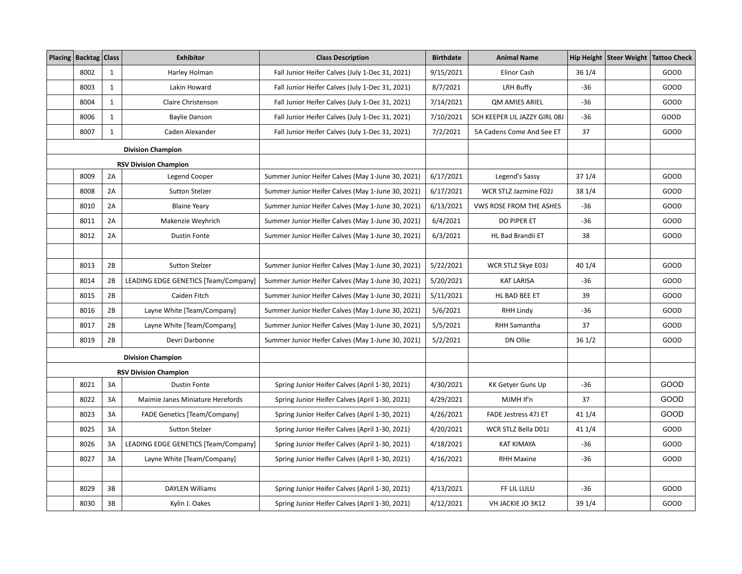| Placing | Backtag | Class | Exhibitor | Class Description | Birthdate | Animal Name | Hip Height | Steer Weight | Tattoo Check |
|---|---|---|---|---|---|---|---|---|---|
| | 8002 | 1 | Harley Holman | Fall Junior Heifer Calves (July 1-Dec 31, 2021) | 9/15/2021 | Elinor Cash | 36 1/4 | | GOOD |
| | 8003 | 1 | Lakin Howard | Fall Junior Heifer Calves (July 1-Dec 31, 2021) | 8/7/2021 | LRH Buffy | -36 | | GOOD |
| | 8004 | 1 | Claire Christenson | Fall Junior Heifer Calves (July 1-Dec 31, 2021) | 7/14/2021 | QM AMIES ARIEL | -36 | | GOOD |
| | 8006 | 1 | Baylie Danson | Fall Junior Heifer Calves (July 1-Dec 31, 2021) | 7/10/2021 | SCH KEEPER LIL JAZZY GIRL 08J | -36 | | GOOD |
| | 8007 | 1 | Caden Alexander | Fall Junior Heifer Calves (July 1-Dec 31, 2021) | 7/2/2021 | 5A Cadens Come And See ET | 37 | | GOOD |
| | | | **Division Champion** | | | | | | |
| | | | **RSV Division Champion** | | | | | | |
| | 8009 | 2A | Legend Cooper | Summer Junior Heifer Calves (May 1-June 30, 2021) | 6/17/2021 | Legend's Sassy | 37 1/4 | | GOOD |
| | 8008 | 2A | Sutton Stelzer | Summer Junior Heifer Calves (May 1-June 30, 2021) | 6/17/2021 | WCR STLZ Jazmine F02J | 38 1/4 | | GOOD |
| | 8010 | 2A | Blaine Yeary | Summer Junior Heifer Calves (May 1-June 30, 2021) | 6/13/2021 | VWS ROSE FROM THE ASHES | -36 | | GOOD |
| | 8011 | 2A | Makenzie Weyhrich | Summer Junior Heifer Calves (May 1-June 30, 2021) | 6/4/2021 | DO PIPER ET | -36 | | GOOD |
| | 8012 | 2A | Dustin Fonte | Summer Junior Heifer Calves (May 1-June 30, 2021) | 6/3/2021 | HL Bad Brandii ET | 38 | | GOOD |
| | | | | | | | | | |
| | 8013 | 2B | Sutton Stelzer | Summer Junior Heifer Calves (May 1-June 30, 2021) | 5/22/2021 | WCR STLZ Skye E03J | 40 1/4 | | GOOD |
| | 8014 | 2B | LEADING EDGE GENETICS [Team/Company] | Summer Junior Heifer Calves (May 1-June 30, 2021) | 5/20/2021 | KAT LARISA | -36 | | GOOD |
| | 8015 | 2B | Caiden Fitch | Summer Junior Heifer Calves (May 1-June 30, 2021) | 5/11/2021 | HL BAD BEE ET | 39 | | GOOD |
| | 8016 | 2B | Layne White [Team/Company] | Summer Junior Heifer Calves (May 1-June 30, 2021) | 5/6/2021 | RHH Lindy | -36 | | GOOD |
| | 8017 | 2B | Layne White [Team/Company] | Summer Junior Heifer Calves (May 1-June 30, 2021) | 5/5/2021 | RHH Samantha | 37 | | GOOD |
| | 8019 | 2B | Devri Darbonne | Summer Junior Heifer Calves (May 1-June 30, 2021) | 5/2/2021 | DN Ollie | 36 1/2 | | GOOD |
| | | | **Division Champion** | | | | | | |
| | | | **RSV Division Champion** | | | | | | |
| | 8021 | 3A | Dustin Fonte | Spring Junior Heifer Calves (April 1-30, 2021) | 4/30/2021 | KK Getyer Guns Up | -36 | | GOOD |
| | 8022 | 3A | Maimie Janes Miniature Herefords | Spring Junior Heifer Calves (April 1-30, 2021) | 4/29/2021 | MJMH If'n | 37 | | GOOD |
| | 8023 | 3A | FADE Genetics [Team/Company] | Spring Junior Heifer Calves (April 1-30, 2021) | 4/26/2021 | FADE Jestress 47J ET | 41 1/4 | | GOOD |
| | 8025 | 3A | Sutton Stelzer | Spring Junior Heifer Calves (April 1-30, 2021) | 4/20/2021 | WCR STLZ Bella D01J | 41 1/4 | | GOOD |
| | 8026 | 3A | LEADING EDGE GENETICS [Team/Company] | Spring Junior Heifer Calves (April 1-30, 2021) | 4/18/2021 | KAT KIMAYA | -36 | | GOOD |
| | 8027 | 3A | Layne White [Team/Company] | Spring Junior Heifer Calves (April 1-30, 2021) | 4/16/2021 | RHH Maxine | -36 | | GOOD |
| | | | | | | | | | |
| | 8029 | 3B | DAYLEN Williams | Spring Junior Heifer Calves (April 1-30, 2021) | 4/13/2021 | FF LIL LULU | -36 | | GOOD |
| | 8030 | 3B | Kylin J. Oakes | Spring Junior Heifer Calves (April 1-30, 2021) | 4/12/2021 | VH JACKIE JO 3K12 | 39 1/4 | | GOOD |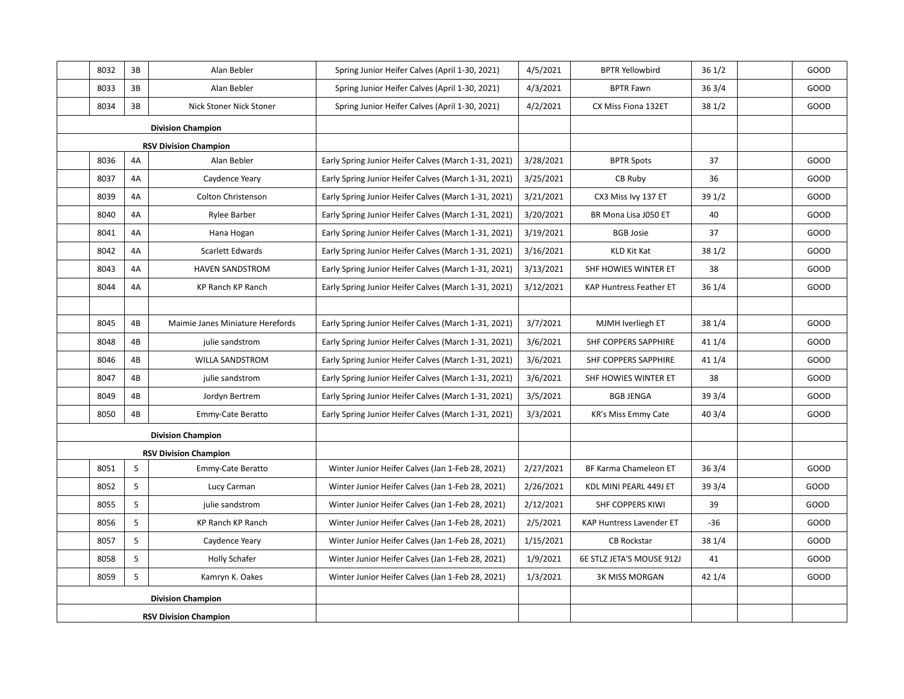| | | | | | | | | | |
|---|---|---|---|---|---|---|---|---|---|
| | 8032 | 3B | Alan Bebler | Spring Junior Heifer Calves (April 1-30, 2021) | 4/5/2021 | BPTR Yellowbird | 36 1/2 | | GOOD |
| | 8033 | 3B | Alan Bebler | Spring Junior Heifer Calves (April 1-30, 2021) | 4/3/2021 | BPTR Fawn | 36 3/4 | | GOOD |
| | 8034 | 3B | Nick Stoner Nick Stoner | Spring Junior Heifer Calves (April 1-30, 2021) | 4/2/2021 | CX Miss Fiona 132ET | 38 1/2 | | GOOD |
| | | | **Division Champion** | | | | | | |
| | | | **RSV Division Champion** | | | | | | |
| | 8036 | 4A | Alan Bebler | Early Spring Junior Heifer Calves (March 1-31, 2021) | 3/28/2021 | BPTR Spots | 37 | | GOOD |
| | 8037 | 4A | Caydence Yeary | Early Spring Junior Heifer Calves (March 1-31, 2021) | 3/25/2021 | CB Ruby | 36 | | GOOD |
| | 8039 | 4A | Colton Christenson | Early Spring Junior Heifer Calves (March 1-31, 2021) | 3/21/2021 | CX3 Miss Ivy 137 ET | 39 1/2 | | GOOD |
| | 8040 | 4A | Rylee Barber | Early Spring Junior Heifer Calves (March 1-31, 2021) | 3/20/2021 | BR Mona Lisa J050 ET | 40 | | GOOD |
| | 8041 | 4A | Hana Hogan | Early Spring Junior Heifer Calves (March 1-31, 2021) | 3/19/2021 | BGB Josie | 37 | | GOOD |
| | 8042 | 4A | Scarlett Edwards | Early Spring Junior Heifer Calves (March 1-31, 2021) | 3/16/2021 | KLD Kit Kat | 38 1/2 | | GOOD |
| | 8043 | 4A | HAVEN SANDSTROM | Early Spring Junior Heifer Calves (March 1-31, 2021) | 3/13/2021 | SHF HOWIES WINTER ET | 38 | | GOOD |
| | 8044 | 4A | KP Ranch KP Ranch | Early Spring Junior Heifer Calves (March 1-31, 2021) | 3/12/2021 | KAP Huntress Feather ET | 36 1/4 | | GOOD |
| | | | | | | | | | |
| | 8045 | 4B | Maimie Janes Miniature Herefords | Early Spring Junior Heifer Calves (March 1-31, 2021) | 3/7/2021 | MJMH Iverliegh ET | 38 1/4 | | GOOD |
| | 8048 | 4B | julie sandstrom | Early Spring Junior Heifer Calves (March 1-31, 2021) | 3/6/2021 | SHF COPPERS SAPPHIRE | 41 1/4 | | GOOD |
| | 8046 | 4B | WILLA SANDSTROM | Early Spring Junior Heifer Calves (March 1-31, 2021) | 3/6/2021 | SHF COPPERS SAPPHIRE | 41 1/4 | | GOOD |
| | 8047 | 4B | julie sandstrom | Early Spring Junior Heifer Calves (March 1-31, 2021) | 3/6/2021 | SHF HOWIES WINTER ET | 38 | | GOOD |
| | 8049 | 4B | Jordyn Bertrem | Early Spring Junior Heifer Calves (March 1-31, 2021) | 3/5/2021 | BGB JENGA | 39 3/4 | | GOOD |
| | 8050 | 4B | Emmy-Cate Beratto | Early Spring Junior Heifer Calves (March 1-31, 2021) | 3/3/2021 | KR's Miss Emmy Cate | 40 3/4 | | GOOD |
| | | | **Division Champion** | | | | | | |
| | | | **RSV Division Champion** | | | | | | |
| | 8051 | 5 | Emmy-Cate Beratto | Winter Junior Heifer Calves (Jan 1-Feb 28, 2021) | 2/27/2021 | BF Karma Chameleon ET | 36 3/4 | | GOOD |
| | 8052 | 5 | Lucy Carman | Winter Junior Heifer Calves (Jan 1-Feb 28, 2021) | 2/26/2021 | KDL MINI PEARL 449J ET | 39 3/4 | | GOOD |
| | 8055 | 5 | julie sandstrom | Winter Junior Heifer Calves (Jan 1-Feb 28, 2021) | 2/12/2021 | SHF COPPERS KIWI | 39 | | GOOD |
| | 8056 | 5 | KP Ranch KP Ranch | Winter Junior Heifer Calves (Jan 1-Feb 28, 2021) | 2/5/2021 | KAP Huntress Lavender ET | -36 | | GOOD |
| | 8057 | 5 | Caydence Yeary | Winter Junior Heifer Calves (Jan 1-Feb 28, 2021) | 1/15/2021 | CB Rockstar | 38 1/4 | | GOOD |
| | 8058 | 5 | Holly Schafer | Winter Junior Heifer Calves (Jan 1-Feb 28, 2021) | 1/9/2021 | 6E STLZ JETA'S MOUSE 912J | 41 | | GOOD |
| | 8059 | 5 | Kamryn K. Oakes | Winter Junior Heifer Calves (Jan 1-Feb 28, 2021) | 1/3/2021 | 3K MISS MORGAN | 42 1/4 | | GOOD |
| | | | **Division Champion** | | | | | | |
| | | | **RSV Division Champion** | | | | | | |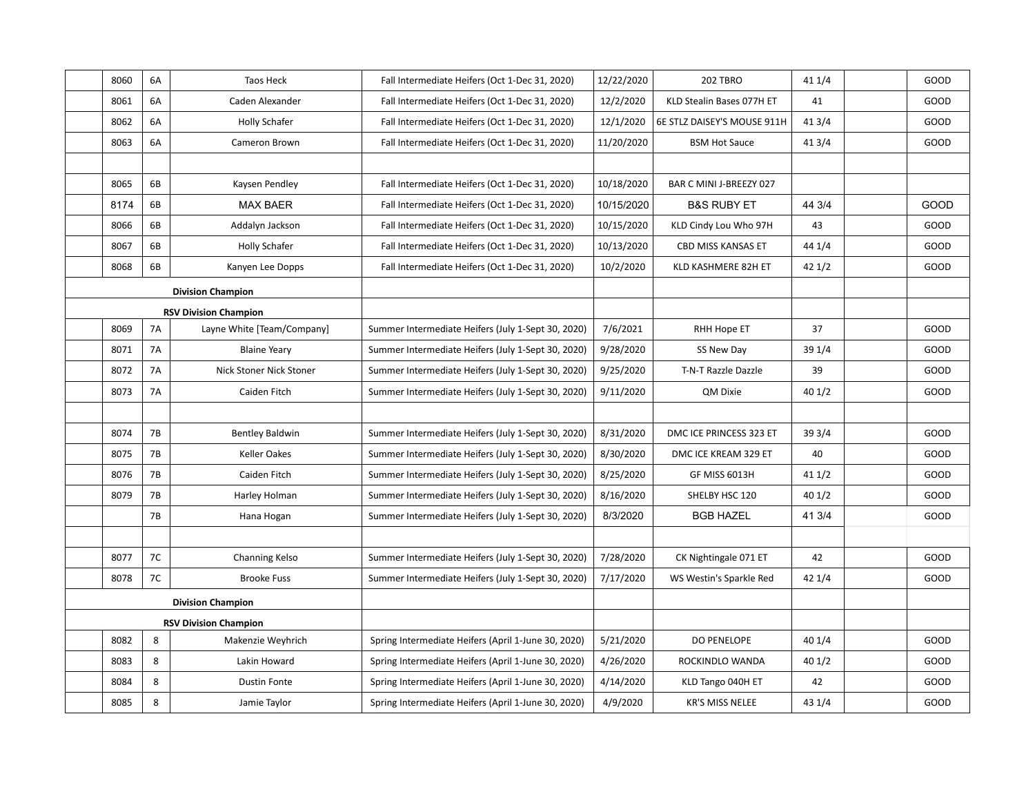| | | | | | | | | |
|---|---|---|---|---|---|---|---|---|
| | 8060 | 6A | Taos Heck | Fall Intermediate Heifers (Oct 1-Dec 31, 2020) | 12/22/2020 | 202 TBRO | 41 1/4 | | GOOD |
| | 8061 | 6A | Caden Alexander | Fall Intermediate Heifers (Oct 1-Dec 31, 2020) | 12/2/2020 | KLD Stealin Bases 077H ET | 41 | | GOOD |
| | 8062 | 6A | Holly Schafer | Fall Intermediate Heifers (Oct 1-Dec 31, 2020) | 12/1/2020 | 6E STLZ DAISEY'S MOUSE 911H | 41 3/4 | | GOOD |
| | 8063 | 6A | Cameron Brown | Fall Intermediate Heifers (Oct 1-Dec 31, 2020) | 11/20/2020 | BSM Hot Sauce | 41 3/4 | | GOOD |
| | | | | | | | | | |
| | 8065 | 6B | Kaysen Pendley | Fall Intermediate Heifers (Oct 1-Dec 31, 2020) | 10/18/2020 | BAR C MINI J-BREEZY 027 | | | |
| | 8174 | 6B | MAX BAER | Fall Intermediate Heifers (Oct 1-Dec 31, 2020) | 10/15/2020 | B&S RUBY ET | 44 3/4 | | GOOD |
| | 8066 | 6B | Addalyn Jackson | Fall Intermediate Heifers (Oct 1-Dec 31, 2020) | 10/15/2020 | KLD Cindy Lou Who 97H | 43 | | GOOD |
| | 8067 | 6B | Holly Schafer | Fall Intermediate Heifers (Oct 1-Dec 31, 2020) | 10/13/2020 | CBD MISS KANSAS ET | 44 1/4 | | GOOD |
| | 8068 | 6B | Kanyen Lee Dopps | Fall Intermediate Heifers (Oct 1-Dec 31, 2020) | 10/2/2020 | KLD KASHMERE 82H ET | 42 1/2 | | GOOD |
| | | | **Division Champion** | | | | | | |
| | | | **RSV Division Champion** | | | | | | |
| | 8069 | 7A | Layne White [Team/Company] | Summer Intermediate Heifers (July 1-Sept 30, 2020) | 7/6/2021 | RHH Hope ET | 37 | | GOOD |
| | 8071 | 7A | Blaine Yeary | Summer Intermediate Heifers (July 1-Sept 30, 2020) | 9/28/2020 | SS New Day | 39 1/4 | | GOOD |
| | 8072 | 7A | Nick Stoner Nick Stoner | Summer Intermediate Heifers (July 1-Sept 30, 2020) | 9/25/2020 | T-N-T Razzle Dazzle | 39 | | GOOD |
| | 8073 | 7A | Caiden Fitch | Summer Intermediate Heifers (July 1-Sept 30, 2020) | 9/11/2020 | QM Dixie | 40 1/2 | | GOOD |
| | | | | | | | | | |
| | 8074 | 7B | Bentley Baldwin | Summer Intermediate Heifers (July 1-Sept 30, 2020) | 8/31/2020 | DMC ICE PRINCESS 323 ET | 39 3/4 | | GOOD |
| | 8075 | 7B | Keller Oakes | Summer Intermediate Heifers (July 1-Sept 30, 2020) | 8/30/2020 | DMC ICE KREAM 329 ET | 40 | | GOOD |
| | 8076 | 7B | Caiden Fitch | Summer Intermediate Heifers (July 1-Sept 30, 2020) | 8/25/2020 | GF MISS 6013H | 41 1/2 | | GOOD |
| | 8079 | 7B | Harley Holman | Summer Intermediate Heifers (July 1-Sept 30, 2020) | 8/16/2020 | SHELBY HSC 120 | 40 1/2 | | GOOD |
| | | 7B | Hana Hogan | Summer Intermediate Heifers (July 1-Sept 30, 2020) | 8/3/2020 | BGB HAZEL | 41 3/4 | | GOOD |
| | | | | | | | | | |
| | 8077 | 7C | Channing Kelso | Summer Intermediate Heifers (July 1-Sept 30, 2020) | 7/28/2020 | CK Nightingale 071 ET | 42 | | GOOD |
| | 8078 | 7C | Brooke Fuss | Summer Intermediate Heifers (July 1-Sept 30, 2020) | 7/17/2020 | WS Westin's Sparkle Red | 42 1/4 | | GOOD |
| | | | **Division Champion** | | | | | | |
| | | | **RSV Division Champion** | | | | | | |
| | 8082 | 8 | Makenzie Weyhrich | Spring Intermediate Heifers (April 1-June 30, 2020) | 5/21/2020 | DO PENELOPE | 40 1/4 | | GOOD |
| | 8083 | 8 | Lakin Howard | Spring Intermediate Heifers (April 1-June 30, 2020) | 4/26/2020 | ROCKINDLO WANDA | 40 1/2 | | GOOD |
| | 8084 | 8 | Dustin Fonte | Spring Intermediate Heifers (April 1-June 30, 2020) | 4/14/2020 | KLD Tango 040H ET | 42 | | GOOD |
| | 8085 | 8 | Jamie Taylor | Spring Intermediate Heifers (April 1-June 30, 2020) | 4/9/2020 | KR'S MISS NELEE | 43 1/4 | | GOOD |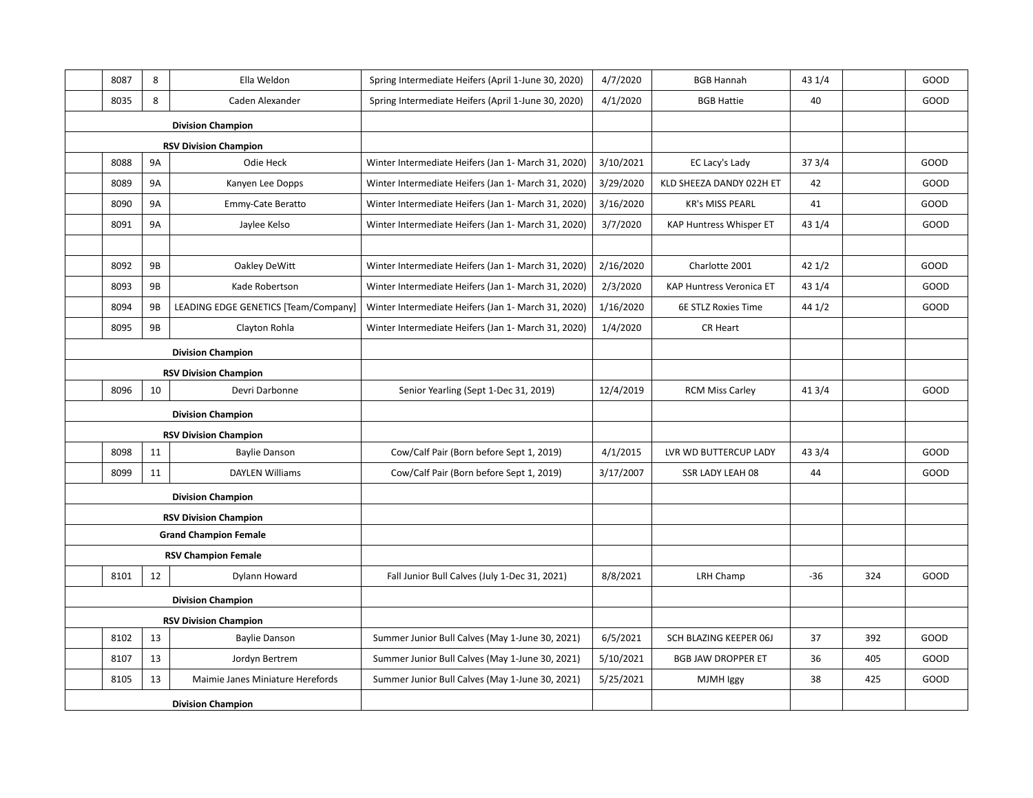| | | | | | | | | | |
|---|---|---|---|---|---|---|---|---|---|
| | 8087 | 8 | Ella Weldon | Spring Intermediate Heifers (April 1-June 30, 2020) | 4/7/2020 | BGB Hannah | 43 1/4 | | GOOD |
| | 8035 | 8 | Caden Alexander | Spring Intermediate Heifers (April 1-June 30, 2020) | 4/1/2020 | BGB Hattie | 40 | | GOOD |
| | | | **Division Champion** | | | | | | |
| | | | **RSV Division Champion** | | | | | | |
| | 8088 | 9A | Odie Heck | Winter Intermediate Heifers (Jan 1- March 31, 2020) | 3/10/2021 | EC Lacy's Lady | 37 3/4 | | GOOD |
| | 8089 | 9A | Kanyen Lee Dopps | Winter Intermediate Heifers (Jan 1- March 31, 2020) | 3/29/2020 | KLD SHEEZA DANDY 022H ET | 42 | | GOOD |
| | 8090 | 9A | Emmy-Cate Beratto | Winter Intermediate Heifers (Jan 1- March 31, 2020) | 3/16/2020 | KR's MISS PEARL | 41 | | GOOD |
| | 8091 | 9A | Jaylee Kelso | Winter Intermediate Heifers (Jan 1- March 31, 2020) | 3/7/2020 | KAP Huntress Whisper ET | 43 1/4 | | GOOD |
| | | | | | | | | | |
| | 8092 | 9B | Oakley DeWitt | Winter Intermediate Heifers (Jan 1- March 31, 2020) | 2/16/2020 | Charlotte 2001 | 42 1/2 | | GOOD |
| | 8093 | 9B | Kade Robertson | Winter Intermediate Heifers (Jan 1- March 31, 2020) | 2/3/2020 | KAP Huntress Veronica ET | 43 1/4 | | GOOD |
| | 8094 | 9B | LEADING EDGE GENETICS [Team/Company] | Winter Intermediate Heifers (Jan 1- March 31, 2020) | 1/16/2020 | 6E STLZ Roxies Time | 44 1/2 | | GOOD |
| | 8095 | 9B | Clayton Rohla | Winter Intermediate Heifers (Jan 1- March 31, 2020) | 1/4/2020 | CR Heart | | | |
| | | | **Division Champion** | | | | | | |
| | | | **RSV Division Champion** | | | | | | |
| | 8096 | 10 | Devri Darbonne | Senior Yearling (Sept 1-Dec 31, 2019) | 12/4/2019 | RCM Miss Carley | 41 3/4 | | GOOD |
| | | | **Division Champion** | | | | | | |
| | | | **RSV Division Champion** | | | | | | |
| | 8098 | 11 | Baylie Danson | Cow/Calf Pair (Born before Sept 1, 2019) | 4/1/2015 | LVR WD BUTTERCUP LADY | 43 3/4 | | GOOD |
| | 8099 | 11 | DAYLEN Williams | Cow/Calf Pair (Born before Sept 1, 2019) | 3/17/2007 | SSR LADY LEAH 08 | 44 | | GOOD |
| | | | **Division Champion** | | | | | | |
| | | | **RSV Division Champion** | | | | | | |
| | | | **Grand Champion Female** | | | | | | |
| | | | **RSV Champion Female** | | | | | | |
| | 8101 | 12 | Dylann Howard | Fall Junior Bull Calves (July 1-Dec 31, 2021) | 8/8/2021 | LRH Champ | -36 | 324 | GOOD |
| | | | **Division Champion** | | | | | | |
| | | | **RSV Division Champion** | | | | | | |
| | 8102 | 13 | Baylie Danson | Summer Junior Bull Calves (May 1-June 30, 2021) | 6/5/2021 | SCH BLAZING KEEPER 06J | 37 | 392 | GOOD |
| | 8107 | 13 | Jordyn Bertrem | Summer Junior Bull Calves (May 1-June 30, 2021) | 5/10/2021 | BGB JAW DROPPER ET | 36 | 405 | GOOD |
| | 8105 | 13 | Maimie Janes Miniature Herefords | Summer Junior Bull Calves (May 1-June 30, 2021) | 5/25/2021 | MJMH Iggy | 38 | 425 | GOOD |
| | | | **Division Champion** | | | | | | |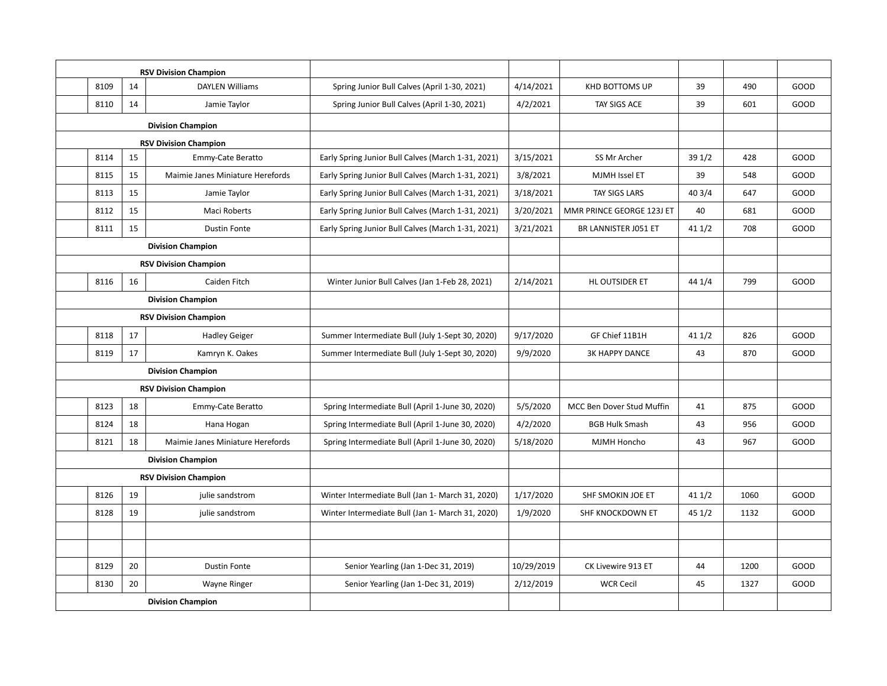| | | | | | | | | | |
|---|---|---|---|---|---|---|---|---|---|
| | | | **RSV Division Champion** | | | | | | |
| | 8109 | 14 | DAYLEN Williams | Spring Junior Bull Calves (April 1-30, 2021) | 4/14/2021 | KHD BOTTOMS UP | 39 | 490 | GOOD |
| | 8110 | 14 | Jamie Taylor | Spring Junior Bull Calves (April 1-30, 2021) | 4/2/2021 | TAY SIGS ACE | 39 | 601 | GOOD |
| | | | **Division Champion** | | | | | | |
| | | | **RSV Division Champion** | | | | | | |
| | 8114 | 15 | Emmy-Cate Beratto | Early Spring Junior Bull Calves (March 1-31, 2021) | 3/15/2021 | SS Mr Archer | 39 1/2 | 428 | GOOD |
| | 8115 | 15 | Maimie Janes Miniature Herefords | Early Spring Junior Bull Calves (March 1-31, 2021) | 3/8/2021 | MJMH Issel ET | 39 | 548 | GOOD |
| | 8113 | 15 | Jamie Taylor | Early Spring Junior Bull Calves (March 1-31, 2021) | 3/18/2021 | TAY SIGS LARS | 40 3/4 | 647 | GOOD |
| | 8112 | 15 | Maci Roberts | Early Spring Junior Bull Calves (March 1-31, 2021) | 3/20/2021 | MMR PRINCE GEORGE 123J ET | 40 | 681 | GOOD |
| | 8111 | 15 | Dustin Fonte | Early Spring Junior Bull Calves (March 1-31, 2021) | 3/21/2021 | BR LANNISTER J051 ET | 41 1/2 | 708 | GOOD |
| | | | **Division Champion** | | | | | | |
| | | | **RSV Division Champion** | | | | | | |
| | 8116 | 16 | Caiden Fitch | Winter Junior Bull Calves (Jan 1-Feb 28, 2021) | 2/14/2021 | HL OUTSIDER ET | 44 1/4 | 799 | GOOD |
| | | | **Division Champion** | | | | | | |
| | | | **RSV Division Champion** | | | | | | |
| | 8118 | 17 | Hadley Geiger | Summer Intermediate Bull (July 1-Sept 30, 2020) | 9/17/2020 | GF Chief 11B1H | 41 1/2 | 826 | GOOD |
| | 8119 | 17 | Kamryn K. Oakes | Summer Intermediate Bull (July 1-Sept 30, 2020) | 9/9/2020 | 3K HAPPY DANCE | 43 | 870 | GOOD |
| | | | **Division Champion** | | | | | | |
| | | | **RSV Division Champion** | | | | | | |
| | 8123 | 18 | Emmy-Cate Beratto | Spring Intermediate Bull (April 1-June 30, 2020) | 5/5/2020 | MCC Ben Dover Stud Muffin | 41 | 875 | GOOD |
| | 8124 | 18 | Hana Hogan | Spring Intermediate Bull (April 1-June 30, 2020) | 4/2/2020 | BGB Hulk Smash | 43 | 956 | GOOD |
| | 8121 | 18 | Maimie Janes Miniature Herefords | Spring Intermediate Bull (April 1-June 30, 2020) | 5/18/2020 | MJMH Honcho | 43 | 967 | GOOD |
| | | | **Division Champion** | | | | | | |
| | | | **RSV Division Champion** | | | | | | |
| | 8126 | 19 | julie sandstrom | Winter Intermediate Bull (Jan 1- March 31, 2020) | 1/17/2020 | SHF SMOKIN JOE ET | 41 1/2 | 1060 | GOOD |
| | 8128 | 19 | julie sandstrom | Winter Intermediate Bull (Jan 1- March 31, 2020) | 1/9/2020 | SHF KNOCKDOWN ET | 45 1/2 | 1132 | GOOD |
| | | | | | | | | | |
| | | | | | | | | | |
| | 8129 | 20 | Dustin Fonte | Senior Yearling (Jan 1-Dec 31, 2019) | 10/29/2019 | CK Livewire 913 ET | 44 | 1200 | GOOD |
| | 8130 | 20 | Wayne Ringer | Senior Yearling (Jan 1-Dec 31, 2019) | 2/12/2019 | WCR Cecil | 45 | 1327 | GOOD |
| | | | **Division Champion** | | | | | | |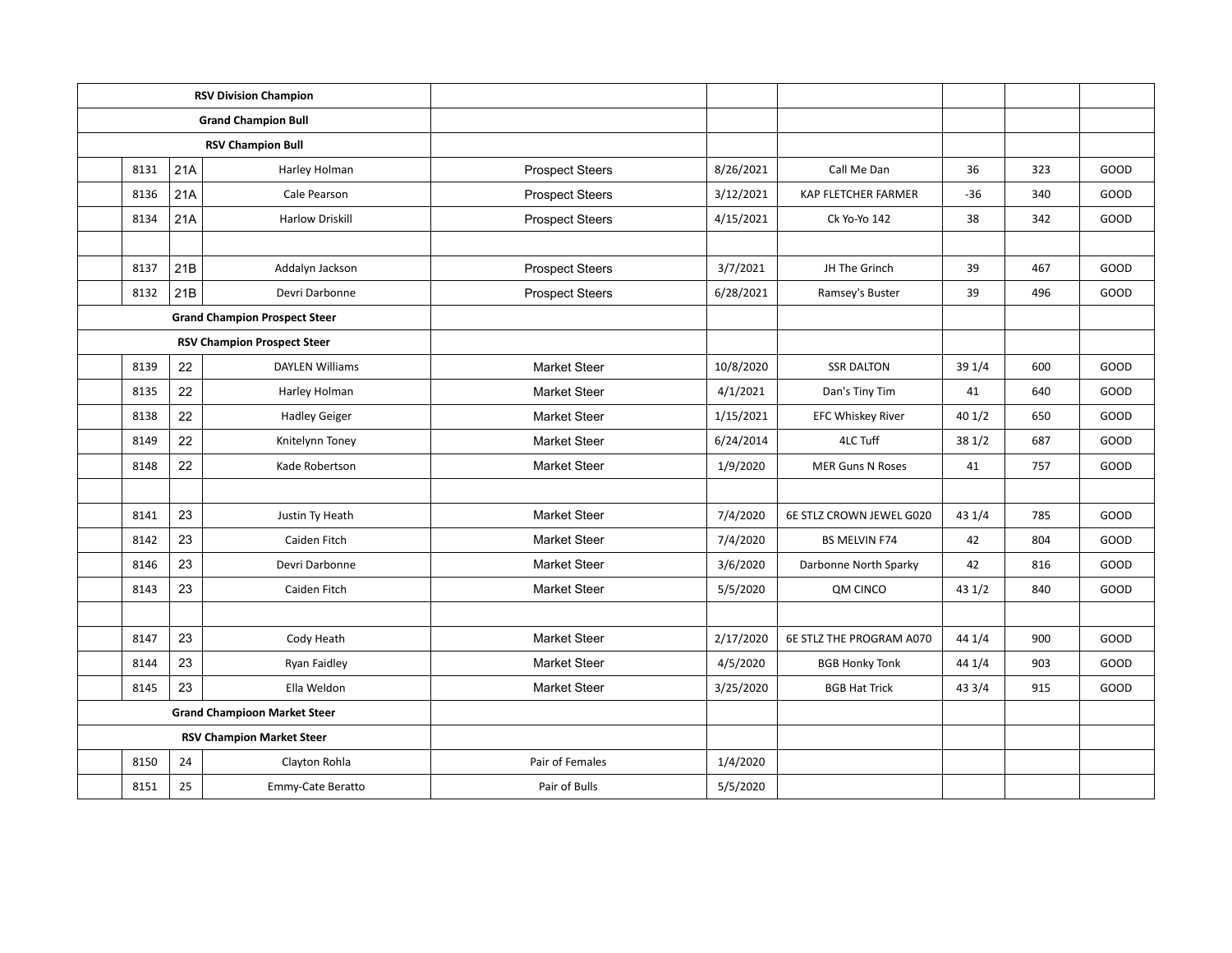| | | | | | | | | |
|---|---|---|---|---|---|---|---|---|
| **RSV Division Champion** | | | | | | | | |
| **Grand Champion Bull** | | | | | | | | |
| **RSV Champion Bull** | | | | | | | | |
| | 8131 | 21A | Harley Holman | Prospect Steers | 8/26/2021 | Call Me Dan | 36 | 323 | GOOD |
| | 8136 | 21A | Cale Pearson | Prospect Steers | 3/12/2021 | KAP FLETCHER FARMER | -36 | 340 | GOOD |
| | 8134 | 21A | Harlow Driskill | Prospect Steers | 4/15/2021 | Ck Yo-Yo 142 | 38 | 342 | GOOD |
| | | | | | | | | | |
| | 8137 | 21B | Addalyn Jackson | Prospect Steers | 3/7/2021 | JH The Grinch | 39 | 467 | GOOD |
| | 8132 | 21B | Devri Darbonne | Prospect Steers | 6/28/2021 | Ramsey's Buster | 39 | 496 | GOOD |
| **Grand Champion Prospect Steer** | | | | | | | | |
| **RSV Champion Prospect Steer** | | | | | | | | |
| | 8139 | 22 | DAYLEN Williams | Market Steer | 10/8/2020 | SSR DALTON | 39 1/4 | 600 | GOOD |
| | 8135 | 22 | Harley Holman | Market Steer | 4/1/2021 | Dan's Tiny Tim | 41 | 640 | GOOD |
| | 8138 | 22 | Hadley Geiger | Market Steer | 1/15/2021 | EFC Whiskey River | 40 1/2 | 650 | GOOD |
| | 8149 | 22 | Knitelynn Toney | Market Steer | 6/24/2014 | 4LC Tuff | 38 1/2 | 687 | GOOD |
| | 8148 | 22 | Kade Robertson | Market Steer | 1/9/2020 | MER Guns N Roses | 41 | 757 | GOOD |
| | | | | | | | | | |
| | 8141 | 23 | Justin Ty Heath | Market Steer | 7/4/2020 | 6E STLZ CROWN JEWEL G020 | 43 1/4 | 785 | GOOD |
| | 8142 | 23 | Caiden Fitch | Market Steer | 7/4/2020 | BS MELVIN F74 | 42 | 804 | GOOD |
| | 8146 | 23 | Devri Darbonne | Market Steer | 3/6/2020 | Darbonne North Sparky | 42 | 816 | GOOD |
| | 8143 | 23 | Caiden Fitch | Market Steer | 5/5/2020 | QM CINCO | 43 1/2 | 840 | GOOD |
| | | | | | | | | | |
| | 8147 | 23 | Cody Heath | Market Steer | 2/17/2020 | 6E STLZ THE PROGRAM A070 | 44 1/4 | 900 | GOOD |
| | 8144 | 23 | Ryan Faidley | Market Steer | 4/5/2020 | BGB Honky Tonk | 44 1/4 | 903 | GOOD |
| | 8145 | 23 | Ella Weldon | Market Steer | 3/25/2020 | BGB Hat Trick | 43 3/4 | 915 | GOOD |
| **Grand Champioon Market Steer** | | | | | | | | |
| **RSV Champion Market Steer** | | | | | | | | |
| | 8150 | 24 | Clayton Rohla | Pair of Females | 1/4/2020 | | | | |
| | 8151 | 25 | Emmy-Cate Beratto | Pair of Bulls | 5/5/2020 | | | | |